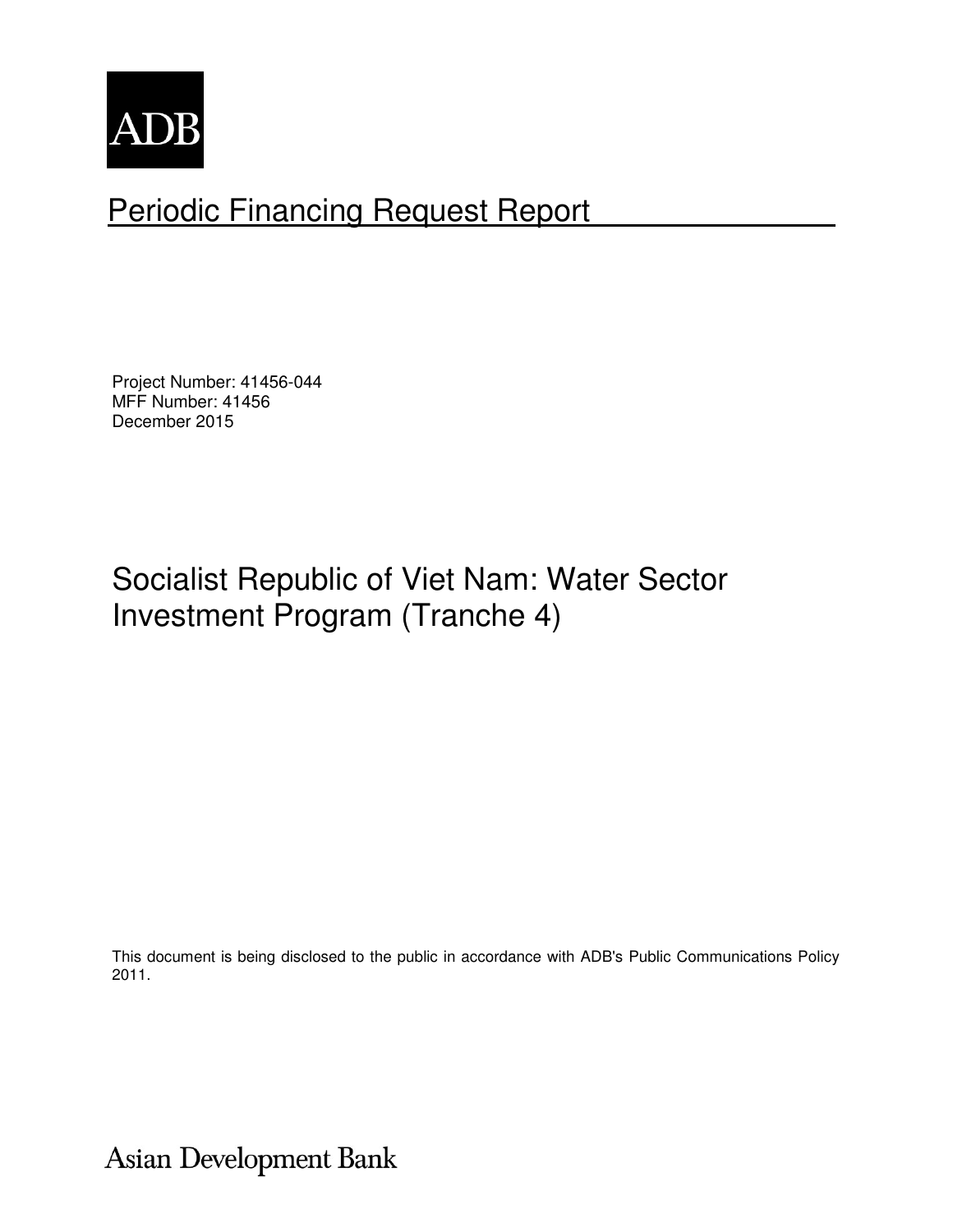ADB

# Periodic Financing Request Report

Project Number: 41456-044
MFF Number: 41456
December 2015

## Socialist Republic of Viet Nam: Water Sector Investment Program (Tranche 4)

This document is being disclosed to the public in accordance with ADB's Public Communications Policy 2011.

Asian Development Bank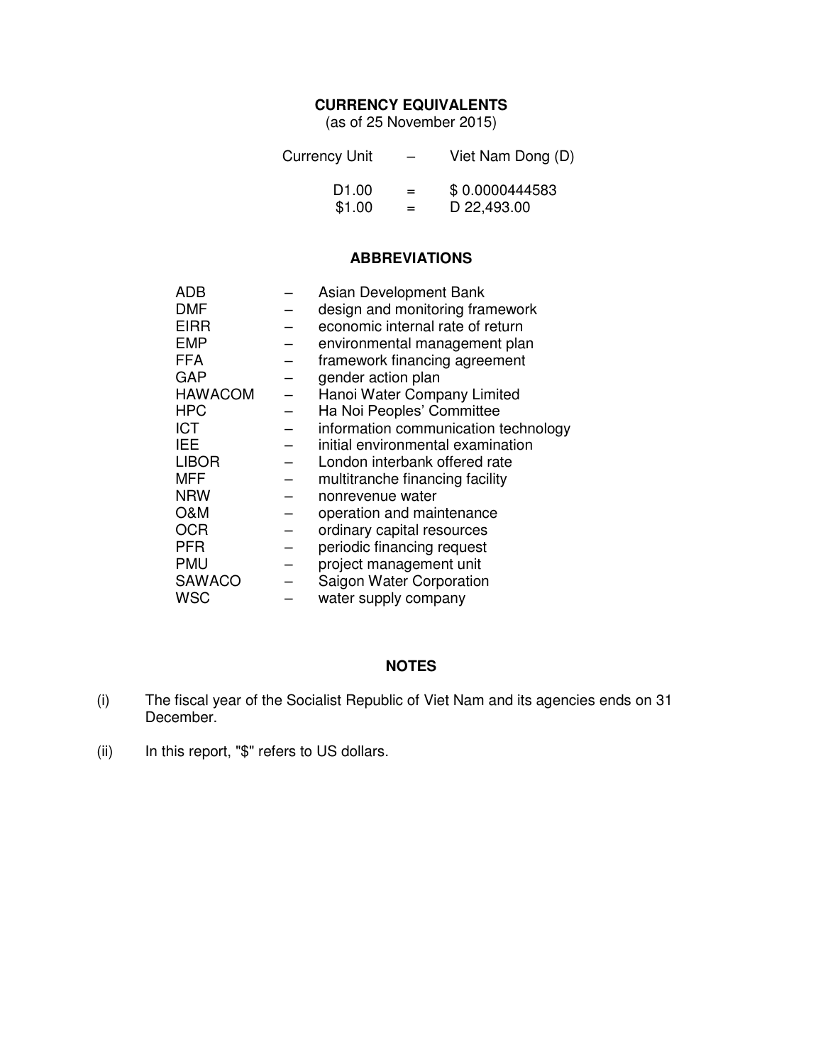## CURRENCY EQUIVALENTS

(as of 25 November 2015)

| Currency Unit | – | Viet Nam Dong (D) |
|---|---|---|
| D1.00 | = | $ 0.0000444583 |
| $1.00 | = | D 22,493.00 |

## ABBREVIATIONS

| | | |
|---|---|---|
| ADB | – | Asian Development Bank |
| DMF | – | design and monitoring framework |
| EIRR | – | economic internal rate of return |
| EMP | – | environmental management plan |
| FFA | – | framework financing agreement |
| GAP | – | gender action plan |
| HAWACOM | – | Hanoi Water Company Limited |
| HPC | – | Ha Noi Peoples' Committee |
| ICT | – | information communication technology |
| IEE | – | initial environmental examination |
| LIBOR | – | London interbank offered rate |
| MFF | – | multitranche financing facility |
| NRW | – | nonrevenue water |
| O&M | – | operation and maintenance |
| OCR | – | ordinary capital resources |
| PFR | – | periodic financing request |
| PMU | – | project management unit |
| SAWACO | – | Saigon Water Corporation |
| WSC | – | water supply company |

## NOTES

(i) The fiscal year of the Socialist Republic of Viet Nam and its agencies ends on 31 December.

(ii) In this report, "$" refers to US dollars.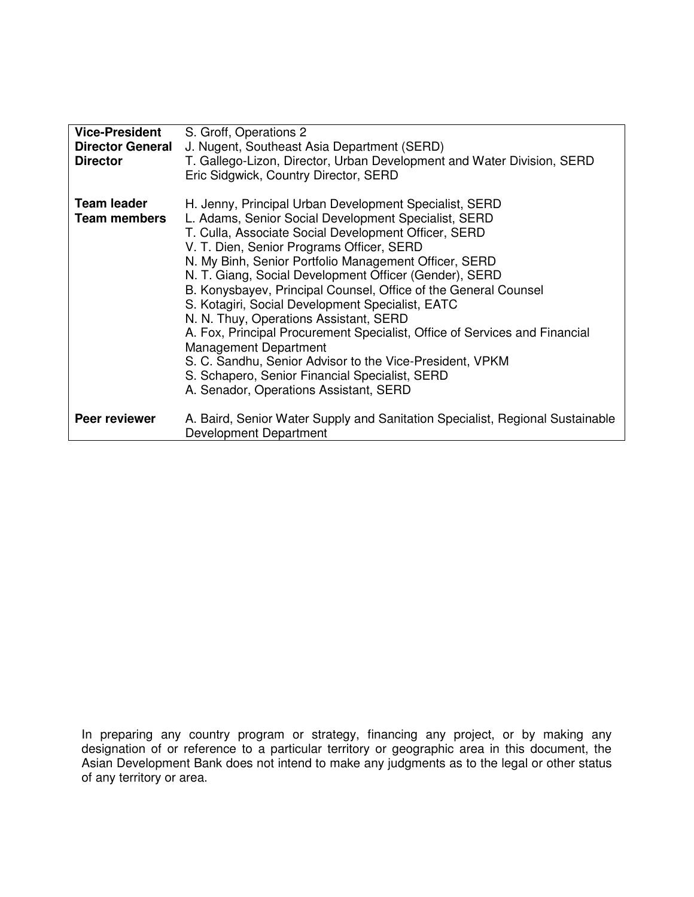| | |
|---|---|
| **Vice-President** | S. Groff, Operations 2 |
| **Director General** | J. Nugent, Southeast Asia Department (SERD) |
| **Director** | T. Gallego-Lizon, Director, Urban Development and Water Division, SERD<br>Eric Sidgwick, Country Director, SERD |
| | |
| **Team leader** | H. Jenny, Principal Urban Development Specialist, SERD |
| **Team members** | L. Adams, Senior Social Development Specialist, SERD<br>T. Culla, Associate Social Development Officer, SERD<br>V. T. Dien, Senior Programs Officer, SERD<br>N. My Binh, Senior Portfolio Management Officer, SERD<br>N. T. Giang, Social Development Officer (Gender), SERD<br>B. Konysbayev, Principal Counsel, Office of the General Counsel<br>S. Kotagiri, Social Development Specialist, EATC<br>N. N. Thuy, Operations Assistant, SERD<br>A. Fox, Principal Procurement Specialist, Office of Services and Financial Management Department<br>S. C. Sandhu, Senior Advisor to the Vice-President, VPKM<br>S. Schapero, Senior Financial Specialist, SERD<br>A. Senador, Operations Assistant, SERD |
| | |
| **Peer reviewer** | A. Baird, Senior Water Supply and Sanitation Specialist, Regional Sustainable Development Department |

In preparing any country program or strategy, financing any project, or by making any designation of or reference to a particular territory or geographic area in this document, the Asian Development Bank does not intend to make any judgments as to the legal or other status of any territory or area.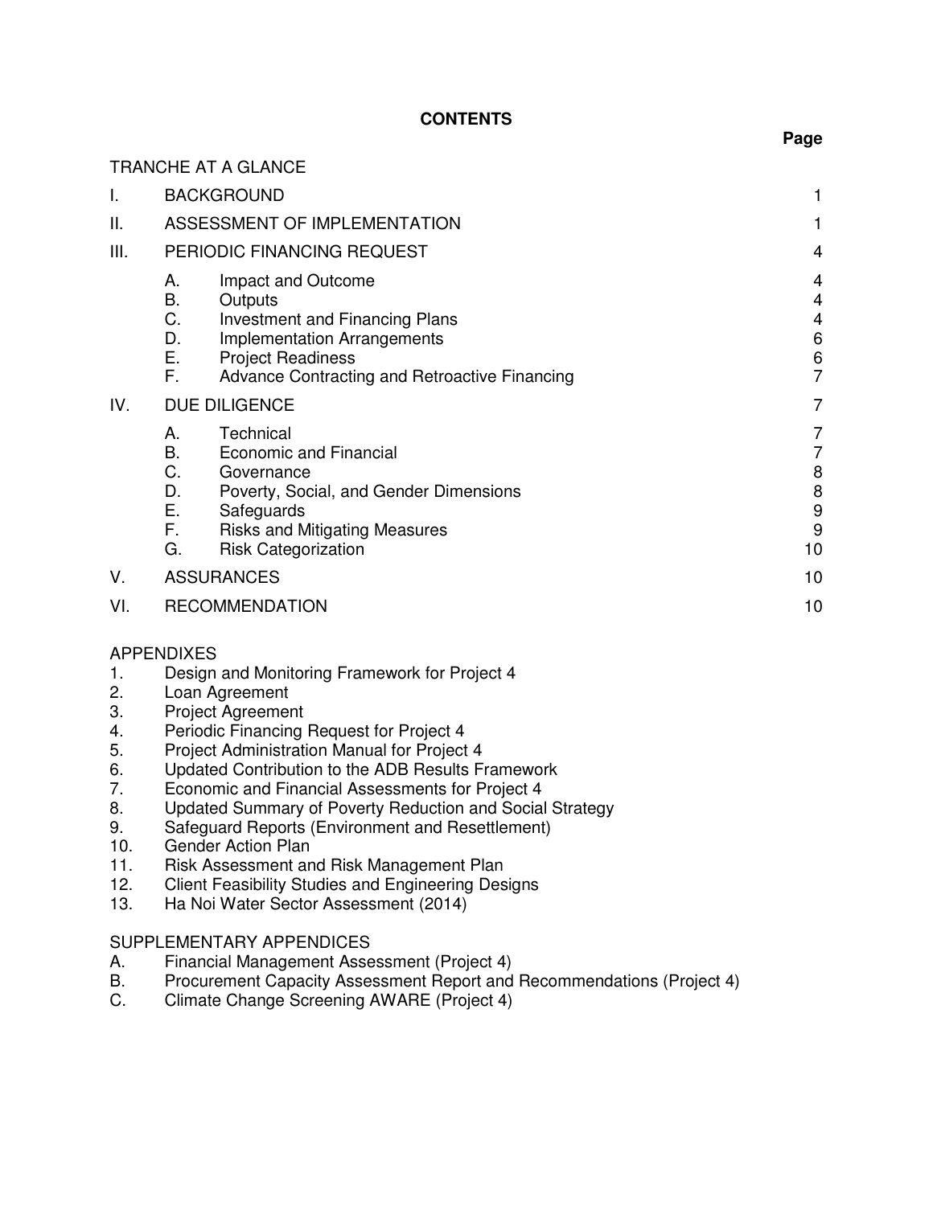# CONTENTS

| | | | Page |
|---|---|---|---|
| TRANCHE AT A GLANCE | | | |
| I. | BACKGROUND | | 1 |
| II. | ASSESSMENT OF IMPLEMENTATION | | 1 |
| III. | PERIODIC FINANCING REQUEST | | 4 |
| | A. | Impact and Outcome | 4 |
| | B. | Outputs | 4 |
| | C. | Investment and Financing Plans | 4 |
| | D. | Implementation Arrangements | 6 |
| | E. | Project Readiness | 6 |
| | F. | Advance Contracting and Retroactive Financing | 7 |
| IV. | DUE DILIGENCE | | 7 |
| | A. | Technical | 7 |
| | B. | Economic and Financial | 7 |
| | C. | Governance | 8 |
| | D. | Poverty, Social, and Gender Dimensions | 8 |
| | E. | Safeguards | 9 |
| | F. | Risks and Mitigating Measures | 9 |
| | G. | Risk Categorization | 10 |
| V. | ASSURANCES | | 10 |
| VI. | RECOMMENDATION | | 10 |

APPENDIXES
1. Design and Monitoring Framework for Project 4
2. Loan Agreement
3. Project Agreement
4. Periodic Financing Request for Project 4
5. Project Administration Manual for Project 4
6. Updated Contribution to the ADB Results Framework
7. Economic and Financial Assessments for Project 4
8. Updated Summary of Poverty Reduction and Social Strategy
9. Safeguard Reports (Environment and Resettlement)
10. Gender Action Plan
11. Risk Assessment and Risk Management Plan
12. Client Feasibility Studies and Engineering Designs
13. Ha Noi Water Sector Assessment (2014)

SUPPLEMENTARY APPENDICES

A. Financial Management Assessment (Project 4)
B. Procurement Capacity Assessment Report and Recommendations (Project 4)
C. Climate Change Screening AWARE (Project 4)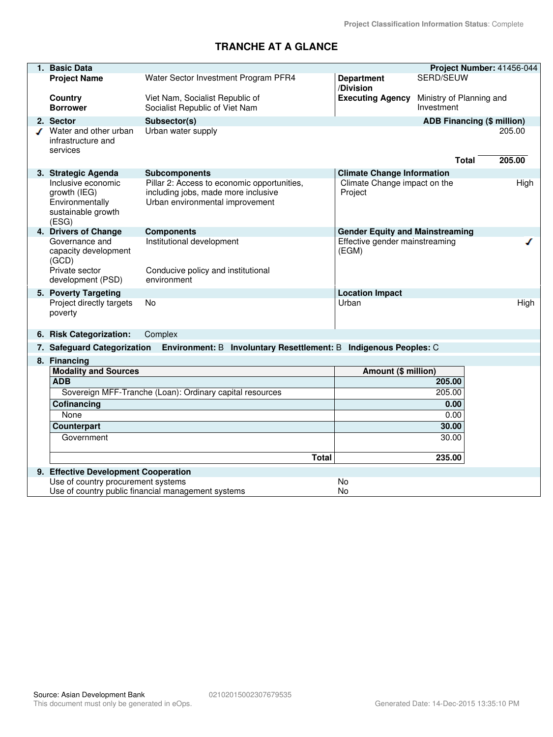Project Classification Information Status: Complete

# TRANCHE AT A GLANCE

| 1. Basic Data | | | Project Number: 41456-044 |
|---|---|---|---|
| Project Name | Water Sector Investment Program PFR4 | Department /Division | SERD/SEUW |
| Country | Viet Nam, Socialist Republic of | Executing Agency | Ministry of Planning and Investment |
| Borrower | Socialist Republic of Viet Nam | | |

| 2. Sector | Subsector(s) | ADB Financing ($ million) |
|---|---|---|
| ✓ Water and other urban infrastructure and services | Urban water supply | 205.00 |
| | Total | 205.00 |

| 3. Strategic Agenda | Subcomponents | Climate Change Information | |
|---|---|---|---|
| Inclusive economic growth (IEG) | Pillar 2: Access to economic opportunities, including jobs, made more inclusive | Climate Change impact on the Project | High |
| Environmentally sustainable growth (ESG) | Urban environmental improvement | | |

| 4. Drivers of Change | Components | Gender Equity and Mainstreaming | |
|---|---|---|---|
| Governance and capacity development (GCD) | Institutional development | Effective gender mainstreaming (EGM) | ✓ |
| Private sector development (PSD) | Conducive policy and institutional environment | | |

| 5. Poverty Targeting | | Location Impact | |
|---|---|---|---|
| Project directly targets poverty | No | Urban | High |

**6. Risk Categorization:** Complex

**7. Safeguard Categorization** **Environment:** B **Involuntary Resettlement:** B **Indigenous Peoples:** C

**8. Financing**

| Modality and Sources | Amount ($ million) |
|---|---|
| **ADB** | **205.00** |
| Sovereign MFF-Tranche (Loan): Ordinary capital resources | 205.00 |
| **Cofinancing** | **0.00** |
| None | 0.00 |
| **Counterpart** | **30.00** |
| Government | 30.00 |
| **Total** | **235.00** |

**9. Effective Development Cooperation**

| | |
|---|---|
| Use of country procurement systems | No |
| Use of country public financial management systems | No |

Source: Asian Development Bank 0210201500230767953​5
This document must only be generated in eOps. Generated Date: 14-Dec-2015 13:35:10 PM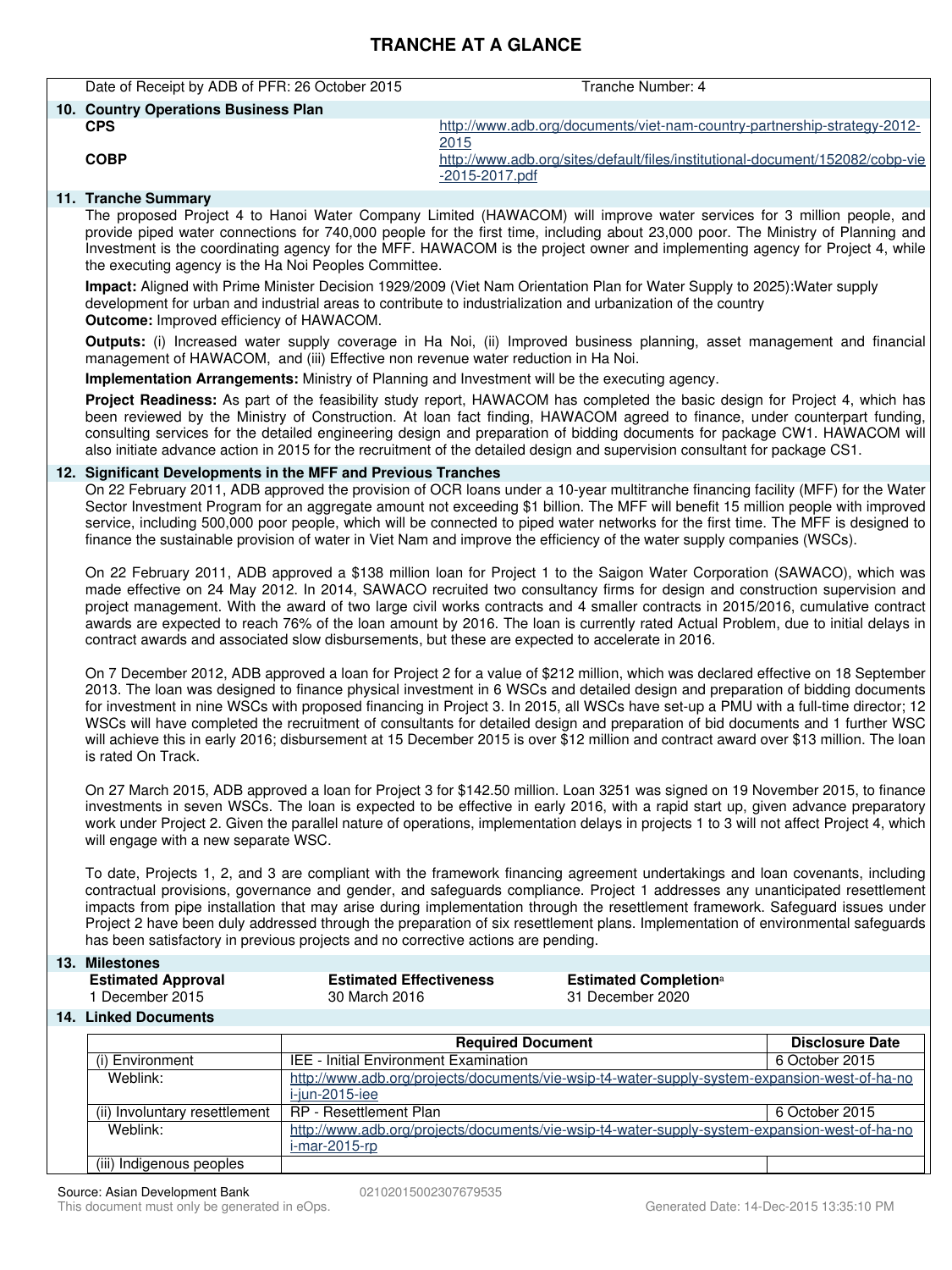# TRANCHE AT A GLANCE

Date of Receipt by ADB of PFR: 26 October 2015 | Tranche Number: 4

**10. Country Operations Business Plan**

**CPS** http://www.adb.org/documents/viet-nam-country-partnership-strategy-2012-2015

**COBP** http://www.adb.org/sites/default/files/institutional-document/152082/cobp-vie-2015-2017.pdf

**11. Tranche Summary**

The proposed Project 4 to Hanoi Water Company Limited (HAWACOM) will improve water services for 3 million people, and provide piped water connections for 740,000 people for the first time, including about 23,000 poor. The Ministry of Planning and Investment is the coordinating agency for the MFF. HAWACOM is the project owner and implementing agency for Project 4, while the executing agency is the Ha Noi Peoples Committee.

**Impact:** Aligned with Prime Minister Decision 1929/2009 (Viet Nam Orientation Plan for Water Supply to 2025):Water supply development for urban and industrial areas to contribute to industrialization and urbanization of the country
**Outcome:** Improved efficiency of HAWACOM.

**Outputs:** (i) Increased water supply coverage in Ha Noi, (ii) Improved business planning, asset management and financial management of HAWACOM, and (iii) Effective non revenue water reduction in Ha Noi.

**Implementation Arrangements:** Ministry of Planning and Investment will be the executing agency.

**Project Readiness:** As part of the feasibility study report, HAWACOM has completed the basic design for Project 4, which has been reviewed by the Ministry of Construction. At loan fact finding, HAWACOM agreed to finance, under counterpart funding, consulting services for the detailed engineering design and preparation of bidding documents for package CW1. HAWACOM will also initiate advance action in 2015 for the recruitment of the detailed design and supervision consultant for package CS1.

**12. Significant Developments in the MFF and Previous Tranches**

On 22 February 2011, ADB approved the provision of OCR loans under a 10-year multitranche financing facility (MFF) for the Water Sector Investment Program for an aggregate amount not exceeding $1 billion. The MFF will benefit 15 million people with improved service, including 500,000 poor people, which will be connected to piped water networks for the first time. The MFF is designed to finance the sustainable provision of water in Viet Nam and improve the efficiency of the water supply companies (WSCs).

On 22 February 2011, ADB approved a $138 million loan for Project 1 to the Saigon Water Corporation (SAWACO), which was made effective on 24 May 2012. In 2014, SAWACO recruited two consultancy firms for design and construction supervision and project management. With the award of two large civil works contracts and 4 smaller contracts in 2015/2016, cumulative contract awards are expected to reach 76% of the loan amount by 2016. The loan is currently rated Actual Problem, due to initial delays in contract awards and associated slow disbursements, but these are expected to accelerate in 2016.

On 7 December 2012, ADB approved a loan for Project 2 for a value of $212 million, which was declared effective on 18 September 2013. The loan was designed to finance physical investment in 6 WSCs and detailed design and preparation of bidding documents for investment in nine WSCs with proposed financing in Project 3. In 2015, all WSCs have set-up a PMU with a full-time director; 12 WSCs will have completed the recruitment of consultants for detailed design and preparation of bid documents and 1 further WSC will achieve this in early 2016; disbursement at 15 December 2015 is over $12 million and contract award over $13 million. The loan is rated On Track.

On 27 March 2015, ADB approved a loan for Project 3 for $142.50 million. Loan 3251 was signed on 19 November 2015, to finance investments in seven WSCs. The loan is expected to be effective in early 2016, with a rapid start up, given advance preparatory work under Project 2. Given the parallel nature of operations, implementation delays in projects 1 to 3 will not affect Project 4, which will engage with a new separate WSC.

To date, Projects 1, 2, and 3 are compliant with the framework financing agreement undertakings and loan covenants, including contractual provisions, governance and gender, and safeguards compliance. Project 1 addresses any unanticipated resettlement impacts from pipe installation that may arise during implementation through the resettlement framework. Safeguard issues under Project 2 have been duly addressed through the preparation of six resettlement plans. Implementation of environmental safeguards has been satisfactory in previous projects and no corrective actions are pending.

**13. Milestones**

| Estimated Approval | Estimated Effectiveness | Estimated Completion[a] |
|---|---|---|
| 1 December 2015 | 30 March 2016 | 31 December 2020 |

**14. Linked Documents**

| | Required Document | Disclosure Date |
|---|---|---|
| (i) Environment | IEE - Initial Environment Examination | 6 October 2015 |
| Weblink: | http://www.adb.org/projects/documents/vie-wsip-t4-water-supply-system-expansion-west-of-ha-noi-jun-2015-iee | |
| (ii) Involuntary resettlement | RP - Resettlement Plan | 6 October 2015 |
| Weblink: | http://www.adb.org/projects/documents/vie-wsip-t4-water-supply-system-expansion-west-of-ha-noi-mar-2015-rp | |
| (iii) Indigenous peoples | | |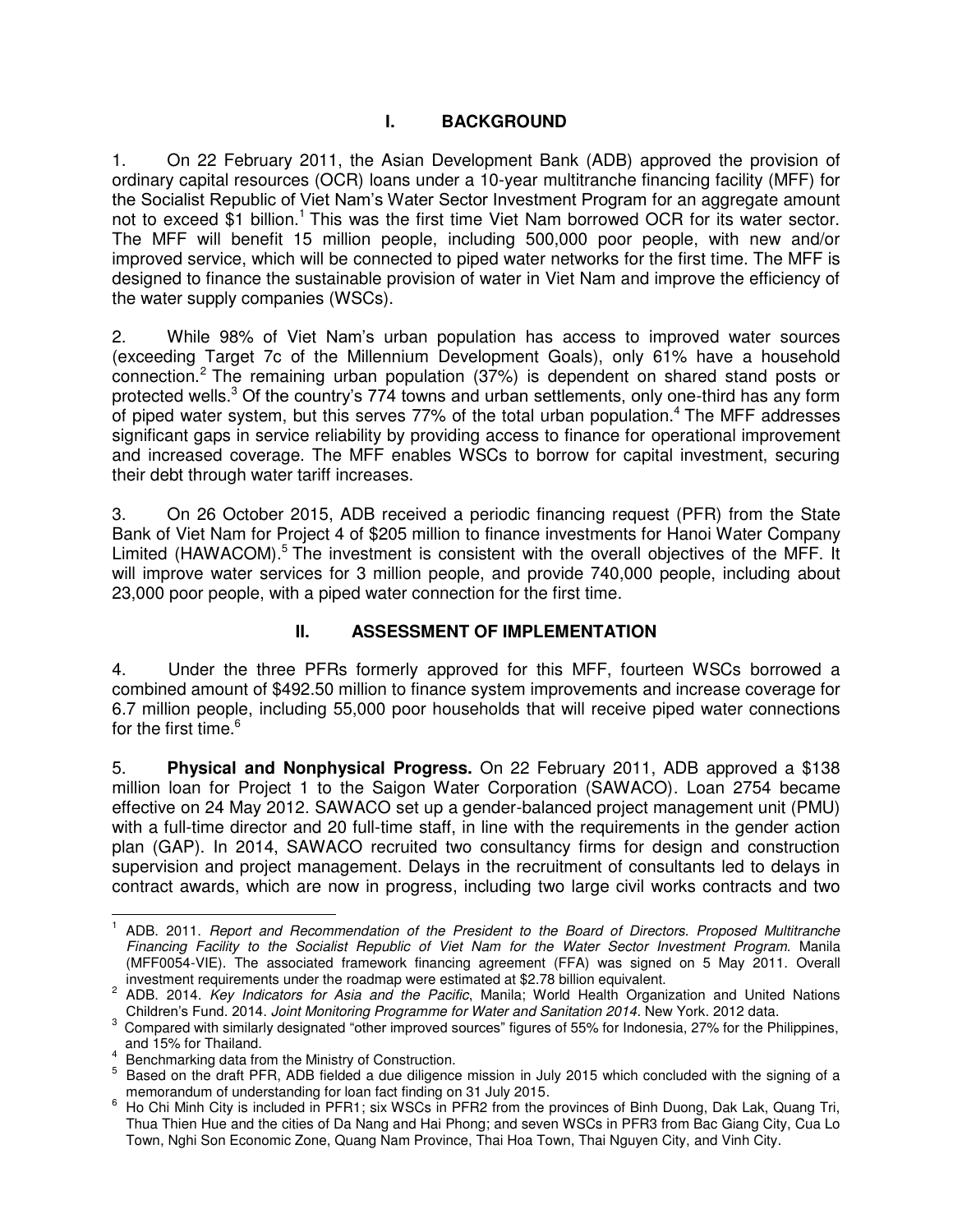# I. BACKGROUND

1. On 22 February 2011, the Asian Development Bank (ADB) approved the provision of ordinary capital resources (OCR) loans under a 10-year multitranche financing facility (MFF) for the Socialist Republic of Viet Nam's Water Sector Investment Program for an aggregate amount not to exceed $1 billion.[1] This was the first time Viet Nam borrowed OCR for its water sector. The MFF will benefit 15 million people, including 500,000 poor people, with new and/or improved service, which will be connected to piped water networks for the first time. The MFF is designed to finance the sustainable provision of water in Viet Nam and improve the efficiency of the water supply companies (WSCs).

2. While 98% of Viet Nam's urban population has access to improved water sources (exceeding Target 7c of the Millennium Development Goals), only 61% have a household connection.[2] The remaining urban population (37%) is dependent on shared stand posts or protected wells.[3] Of the country's 774 towns and urban settlements, only one-third has any form of piped water system, but this serves 77% of the total urban population.[4] The MFF addresses significant gaps in service reliability by providing access to finance for operational improvement and increased coverage. The MFF enables WSCs to borrow for capital investment, securing their debt through water tariff increases.

3. On 26 October 2015, ADB received a periodic financing request (PFR) from the State Bank of Viet Nam for Project 4 of $205 million to finance investments for Hanoi Water Company Limited (HAWACOM).[5] The investment is consistent with the overall objectives of the MFF. It will improve water services for 3 million people, and provide 740,000 people, including about 23,000 poor people, with a piped water connection for the first time.

# II. ASSESSMENT OF IMPLEMENTATION

4. Under the three PFRs formerly approved for this MFF, fourteen WSCs borrowed a combined amount of $492.50 million to finance system improvements and increase coverage for 6.7 million people, including 55,000 poor households that will receive piped water connections for the first time.[6]

5. **Physical and Nonphysical Progress.** On 22 February 2011, ADB approved a $138 million loan for Project 1 to the Saigon Water Corporation (SAWACO). Loan 2754 became effective on 24 May 2012. SAWACO set up a gender-balanced project management unit (PMU) with a full-time director and 20 full-time staff, in line with the requirements in the gender action plan (GAP). In 2014, SAWACO recruited two consultancy firms for design and construction supervision and project management. Delays in the recruitment of consultants led to delays in contract awards, which are now in progress, including two large civil works contracts and two

---

[1] ADB. 2011. *Report and Recommendation of the President to the Board of Directors. Proposed Multitranche Financing Facility to the Socialist Republic of Viet Nam for the Water Sector Investment Program.* Manila (MFF0054-VIE). The associated framework financing agreement (FFA) was signed on 5 May 2011. Overall investment requirements under the roadmap were estimated at $2.78 billion equivalent.

[2] ADB. 2014. *Key Indicators for Asia and the Pacific*, Manila; World Health Organization and United Nations Children's Fund. 2014. *Joint Monitoring Programme for Water and Sanitation 2014*. New York. 2012 data.

[3] Compared with similarly designated "other improved sources" figures of 55% for Indonesia, 27% for the Philippines, and 15% for Thailand.

[4] Benchmarking data from the Ministry of Construction.

[5] Based on the draft PFR, ADB fielded a due diligence mission in July 2015 which concluded with the signing of a memorandum of understanding for loan fact finding on 31 July 2015.

[6] Ho Chi Minh City is included in PFR1; six WSCs in PFR2 from the provinces of Binh Duong, Dak Lak, Quang Tri, Thua Thien Hue and the cities of Da Nang and Hai Phong; and seven WSCs in PFR3 from Bac Giang City, Cua Lo Town, Nghi Son Economic Zone, Quang Nam Province, Thai Hoa Town, Thai Nguyen City, and Vinh City.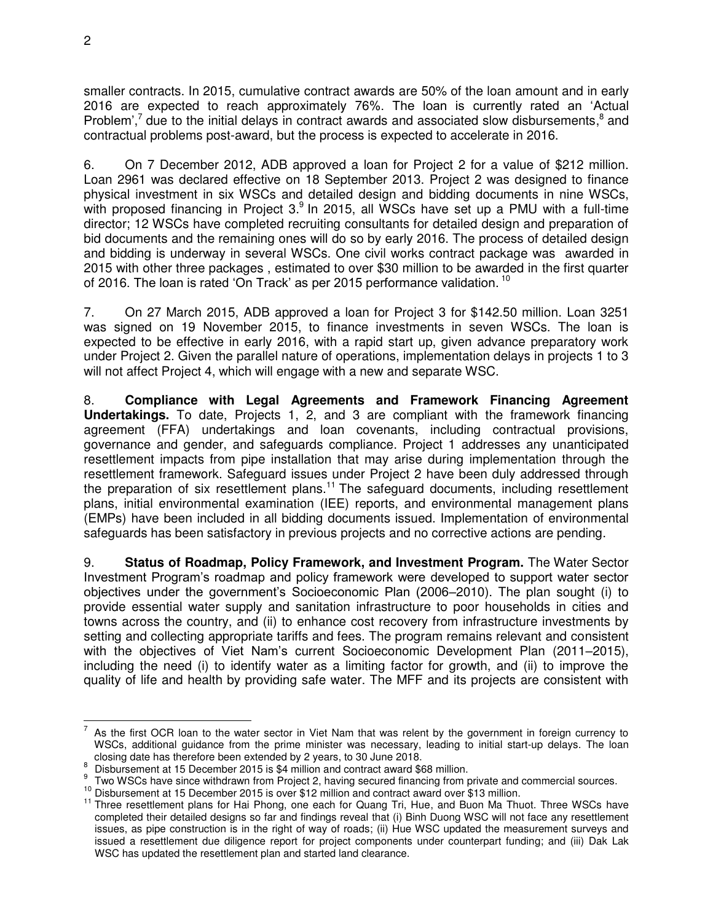smaller contracts. In 2015, cumulative contract awards are 50% of the loan amount and in early 2016 are expected to reach approximately 76%. The loan is currently rated an 'Actual Problem',[7] due to the initial delays in contract awards and associated slow disbursements,[8] and contractual problems post-award, but the process is expected to accelerate in 2016.

6. On 7 December 2012, ADB approved a loan for Project 2 for a value of $212 million. Loan 2961 was declared effective on 18 September 2013. Project 2 was designed to finance physical investment in six WSCs and detailed design and bidding documents in nine WSCs, with proposed financing in Project 3.[9] In 2015, all WSCs have set up a PMU with a full-time director; 12 WSCs have completed recruiting consultants for detailed design and preparation of bid documents and the remaining ones will do so by early 2016. The process of detailed design and bidding is underway in several WSCs. One civil works contract package was awarded in 2015 with other three packages , estimated to over $30 million to be awarded in the first quarter of 2016. The loan is rated 'On Track' as per 2015 performance validation.[10]

7. On 27 March 2015, ADB approved a loan for Project 3 for $142.50 million. Loan 3251 was signed on 19 November 2015, to finance investments in seven WSCs. The loan is expected to be effective in early 2016, with a rapid start up, given advance preparatory work under Project 2. Given the parallel nature of operations, implementation delays in projects 1 to 3 will not affect Project 4, which will engage with a new and separate WSC.

8. **Compliance with Legal Agreements and Framework Financing Agreement Undertakings.** To date, Projects 1, 2, and 3 are compliant with the framework financing agreement (FFA) undertakings and loan covenants, including contractual provisions, governance and gender, and safeguards compliance. Project 1 addresses any unanticipated resettlement impacts from pipe installation that may arise during implementation through the resettlement framework. Safeguard issues under Project 2 have been duly addressed through the preparation of six resettlement plans.[11] The safeguard documents, including resettlement plans, initial environmental examination (IEE) reports, and environmental management plans (EMPs) have been included in all bidding documents issued. Implementation of environmental safeguards has been satisfactory in previous projects and no corrective actions are pending.

9. **Status of Roadmap, Policy Framework, and Investment Program.** The Water Sector Investment Program's roadmap and policy framework were developed to support water sector objectives under the government's Socioeconomic Plan (2006–2010). The plan sought (i) to provide essential water supply and sanitation infrastructure to poor households in cities and towns across the country, and (ii) to enhance cost recovery from infrastructure investments by setting and collecting appropriate tariffs and fees. The program remains relevant and consistent with the objectives of Viet Nam's current Socioeconomic Development Plan (2011–2015), including the need (i) to identify water as a limiting factor for growth, and (ii) to improve the quality of life and health by providing safe water. The MFF and its projects are consistent with

---

[7] As the first OCR loan to the water sector in Viet Nam that was relent by the government in foreign currency to WSCs, additional guidance from the prime minister was necessary, leading to initial start-up delays. The loan closing date has therefore been extended by 2 years, to 30 June 2018.

[8] Disbursement at 15 December 2015 is $4 million and contract award $68 million.

[9] Two WSCs have since withdrawn from Project 2, having secured financing from private and commercial sources.

[10] Disbursement at 15 December 2015 is over $12 million and contract award over $13 million.

[11] Three resettlement plans for Hai Phong, one each for Quang Tri, Hue, and Buon Ma Thuot. Three WSCs have completed their detailed designs so far and findings reveal that (i) Binh Duong WSC will not face any resettlement issues, as pipe construction is in the right of way of roads; (ii) Hue WSC updated the measurement surveys and issued a resettlement due diligence report for project components under counterpart funding; and (iii) Dak Lak WSC has updated the resettlement plan and started land clearance.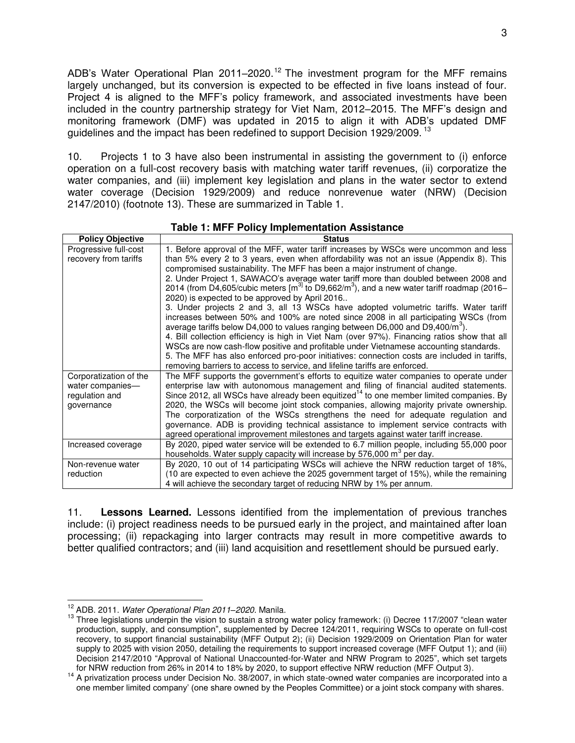ADB's Water Operational Plan 2011–2020.[12] The investment program for the MFF remains largely unchanged, but its conversion is expected to be effected in five loans instead of four. Project 4 is aligned to the MFF's policy framework, and associated investments have been included in the country partnership strategy for Viet Nam, 2012–2015. The MFF's design and monitoring framework (DMF) was updated in 2015 to align it with ADB's updated DMF guidelines and the impact has been redefined to support Decision 1929/2009.[13]

10. Projects 1 to 3 have also been instrumental in assisting the government to (i) enforce operation on a full-cost recovery basis with matching water tariff revenues, (ii) corporatize the water companies, and (iii) implement key legislation and plans in the water sector to extend water coverage (Decision 1929/2009) and reduce nonrevenue water (NRW) (Decision 2147/2010) (footnote 13). These are summarized in Table 1.

**Table 1: MFF Policy Implementation Assistance**

| Policy Objective | Status |
|---|---|
| Progressive full-cost recovery from tariffs | 1. Before approval of the MFF, water tariff increases by WSCs were uncommon and less than 5% every 2 to 3 years, even when affordability was not an issue (Appendix 8). This compromised sustainability. The MFF has been a major instrument of change.<br>2. Under Project 1, SAWACO's average water tariff more than doubled between 2008 and 2014 (from D4,605/cubic meters [$m^3$] to D9,662/$m^3$), and a new water tariff roadmap (2016–2020) is expected to be approved by April 2016..<br>3. Under projects 2 and 3, all 13 WSCs have adopted volumetric tariffs. Water tariff increases between 50% and 100% are noted since 2008 in all participating WSCs (from average tariffs below D4,000 to values ranging between D6,000 and D9,400/$m^3$).<br>4. Bill collection efficiency is high in Viet Nam (over 97%). Financing ratios show that all WSCs are now cash-flow positive and profitable under Vietnamese accounting standards.<br>5. The MFF has also enforced pro-poor initiatives: connection costs are included in tariffs, removing barriers to access to service, and lifeline tariffs are enforced. |
| Corporatization of the water companies—regulation and governance | The MFF supports the government's efforts to equitize water companies to operate under enterprise law with autonomous management and filing of financial audited statements. Since 2012, all WSCs have already been equitized[14] to one member limited companies. By 2020, the WSCs will become joint stock companies, allowing majority private ownership. The corporatization of the WSCs strengthens the need for adequate regulation and governance. ADB is providing technical assistance to implement service contracts with agreed operational improvement milestones and targets against water tariff increase. |
| Increased coverage | By 2020, piped water service will be extended to 6.7 million people, including 55,000 poor households. Water supply capacity will increase by 576,000 $m^3$ per day. |
| Non-revenue water reduction | By 2020, 10 out of 14 participating WSCs will achieve the NRW reduction target of 18%, (10 are expected to even achieve the 2025 government target of 15%), while the remaining 4 will achieve the secondary target of reducing NRW by 1% per annum. |

11. **Lessons Learned.** Lessons identified from the implementation of previous tranches include: (i) project readiness needs to be pursued early in the project, and maintained after loan processing; (ii) repackaging into larger contracts may result in more competitive awards to better qualified contractors; and (iii) land acquisition and resettlement should be pursued early.

---

[12] ADB. 2011. *Water Operational Plan 2011–2020*. Manila.

[13] Three legislations underpin the vision to sustain a strong water policy framework: (i) Decree 117/2007 "clean water production, supply, and consumption", supplemented by Decree 124/2011, requiring WSCs to operate on full-cost recovery, to support financial sustainability (MFF Output 2); (ii) Decision 1929/2009 on Orientation Plan for water supply to 2025 with vision 2050, detailing the requirements to support increased coverage (MFF Output 1); and (iii) Decision 2147/2010 "Approval of National Unaccounted-for-Water and NRW Program to 2025", which set targets for NRW reduction from 26% in 2014 to 18% by 2020, to support effective NRW reduction (MFF Output 3).

[14] A privatization process under Decision No. 38/2007, in which state-owned water companies are incorporated into a one member limited company' (one share owned by the Peoples Committee) or a joint stock company with shares.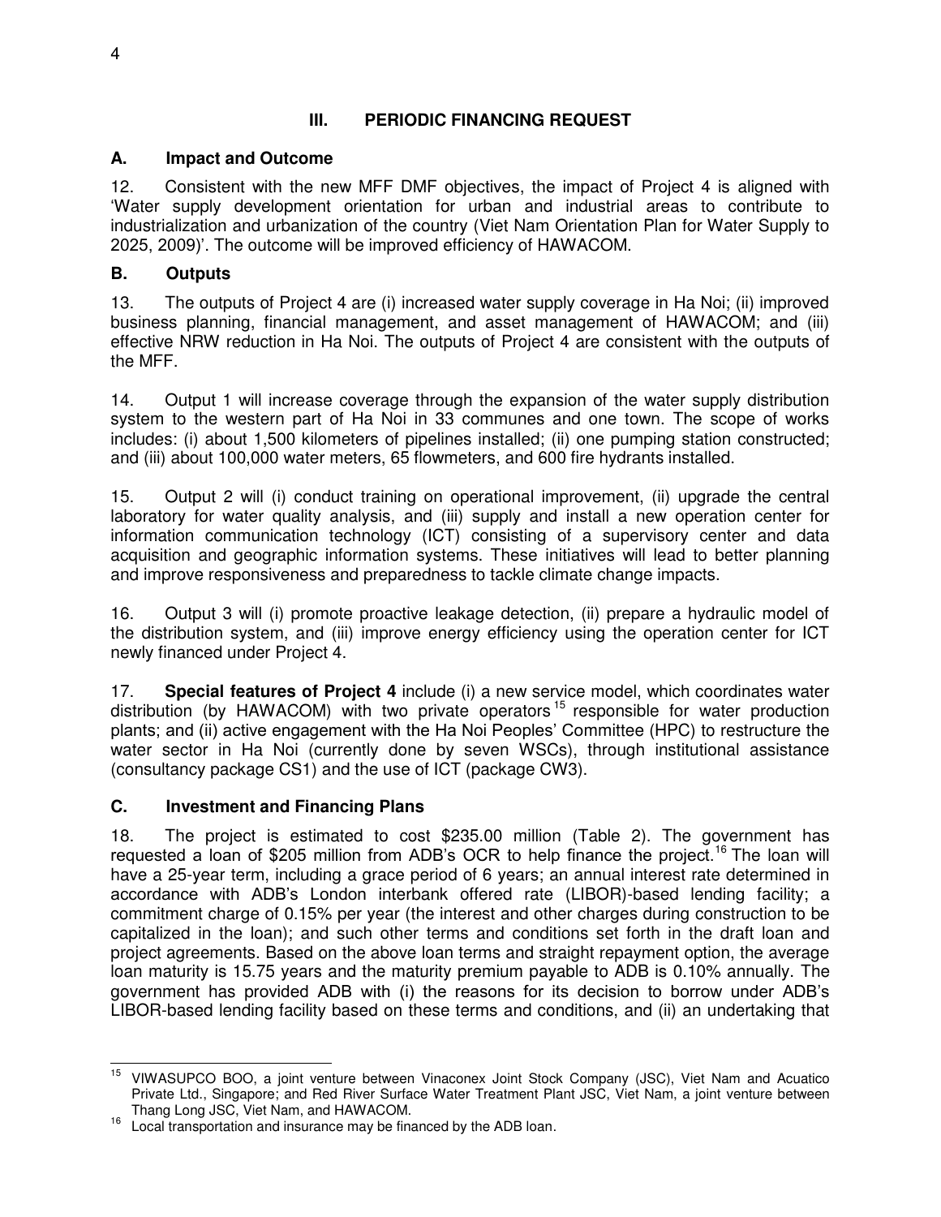## III. PERIODIC FINANCING REQUEST

### A. Impact and Outcome

12. Consistent with the new MFF DMF objectives, the impact of Project 4 is aligned with 'Water supply development orientation for urban and industrial areas to contribute to industrialization and urbanization of the country (Viet Nam Orientation Plan for Water Supply to 2025, 2009)'. The outcome will be improved efficiency of HAWACOM.

### B. Outputs

13. The outputs of Project 4 are (i) increased water supply coverage in Ha Noi; (ii) improved business planning, financial management, and asset management of HAWACOM; and (iii) effective NRW reduction in Ha Noi. The outputs of Project 4 are consistent with the outputs of the MFF.

14. Output 1 will increase coverage through the expansion of the water supply distribution system to the western part of Ha Noi in 33 communes and one town. The scope of works includes: (i) about 1,500 kilometers of pipelines installed; (ii) one pumping station constructed; and (iii) about 100,000 water meters, 65 flowmeters, and 600 fire hydrants installed.

15. Output 2 will (i) conduct training on operational improvement, (ii) upgrade the central laboratory for water quality analysis, and (iii) supply and install a new operation center for information communication technology (ICT) consisting of a supervisory center and data acquisition and geographic information systems. These initiatives will lead to better planning and improve responsiveness and preparedness to tackle climate change impacts.

16. Output 3 will (i) promote proactive leakage detection, (ii) prepare a hydraulic model of the distribution system, and (iii) improve energy efficiency using the operation center for ICT newly financed under Project 4.

17. **Special features of Project 4** include (i) a new service model, which coordinates water distribution (by HAWACOM) with two private operators[15] responsible for water production plants; and (ii) active engagement with the Ha Noi Peoples' Committee (HPC) to restructure the water sector in Ha Noi (currently done by seven WSCs), through institutional assistance (consultancy package CS1) and the use of ICT (package CW3).

### C. Investment and Financing Plans

18. The project is estimated to cost $235.00 million (Table 2). The government has requested a loan of $205 million from ADB's OCR to help finance the project.[16] The loan will have a 25-year term, including a grace period of 6 years; an annual interest rate determined in accordance with ADB's London interbank offered rate (LIBOR)-based lending facility; a commitment charge of 0.15% per year (the interest and other charges during construction to be capitalized in the loan); and such other terms and conditions set forth in the draft loan and project agreements. Based on the above loan terms and straight repayment option, the average loan maturity is 15.75 years and the maturity premium payable to ADB is 0.10% annually. The government has provided ADB with (i) the reasons for its decision to borrow under ADB's LIBOR-based lending facility based on these terms and conditions, and (ii) an undertaking that

---

[15] VIWASUPCO BOO, a joint venture between Vinaconex Joint Stock Company (JSC), Viet Nam and Acuatico Private Ltd., Singapore; and Red River Surface Water Treatment Plant JSC, Viet Nam, a joint venture between Thang Long JSC, Viet Nam, and HAWACOM.

[16] Local transportation and insurance may be financed by the ADB loan.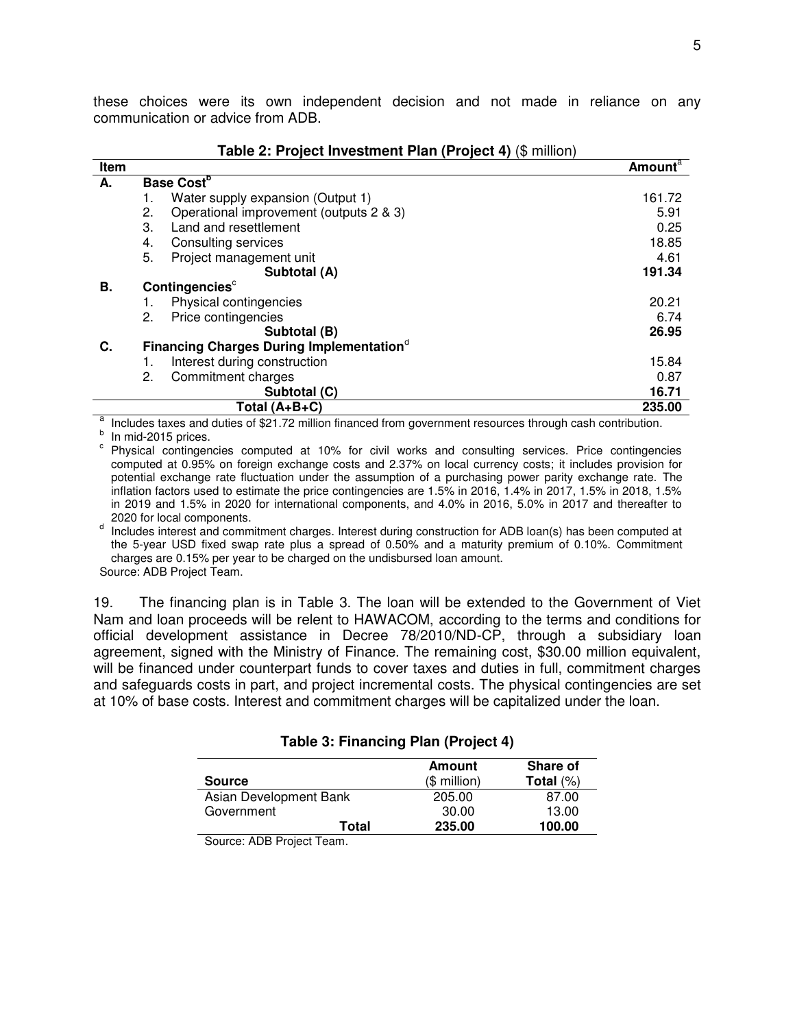these choices were its own independent decision and not made in reliance on any communication or advice from ADB.

**Table 2: Project Investment Plan (Project 4)** ($ million)

| Item | | Amount[a] |
|---|---|---|
| **A.** | **Base Cost[b]** | |
| | 1. Water supply expansion (Output 1) | 161.72 |
| | 2. Operational improvement (outputs 2 & 3) | 5.91 |
| | 3. Land and resettlement | 0.25 |
| | 4. Consulting services | 18.85 |
| | 5. Project management unit | 4.61 |
| | **Subtotal (A)** | **191.34** |
| **B.** | **Contingencies[c]** | |
| | 1. Physical contingencies | 20.21 |
| | 2. Price contingencies | 6.74 |
| | **Subtotal (B)** | **26.95** |
| **C.** | **Financing Charges During Implementation[d]** | |
| | 1. Interest during construction | 15.84 |
| | 2. Commitment charges | 0.87 |
| | **Subtotal (C)** | **16.71** |
| | **Total (A+B+C)** | **235.00** |

[a] Includes taxes and duties of $21.72 million financed from government resources through cash contribution.

[b] In mid-2015 prices.

[c] Physical contingencies computed at 10% for civil works and consulting services. Price contingencies computed at 0.95% on foreign exchange costs and 2.37% on local currency costs; it includes provision for potential exchange rate fluctuation under the assumption of a purchasing power parity exchange rate. The inflation factors used to estimate the price contingencies are 1.5% in 2016, 1.4% in 2017, 1.5% in 2018, 1.5% in 2019 and 1.5% in 2020 for international components, and 4.0% in 2016, 5.0% in 2017 and thereafter to 2020 for local components.

[d] Includes interest and commitment charges. Interest during construction for ADB loan(s) has been computed at the 5-year USD fixed swap rate plus a spread of 0.50% and a maturity premium of 0.10%. Commitment charges are 0.15% per year to be charged on the undisbursed loan amount.

Source: ADB Project Team.

19. The financing plan is in Table 3. The loan will be extended to the Government of Viet Nam and loan proceeds will be relent to HAWACOM, according to the terms and conditions for official development assistance in Decree 78/2010/ND-CP, through a subsidiary loan agreement, signed with the Ministry of Finance. The remaining cost, $30.00 million equivalent, will be financed under counterpart funds to cover taxes and duties in full, commitment charges and safeguards costs in part, and project incremental costs. The physical contingencies are set at 10% of base costs. Interest and commitment charges will be capitalized under the loan.

**Table 3: Financing Plan (Project 4)**

| Source | Amount ($ million) | Share of Total (%) |
|---|---|---|
| Asian Development Bank | 205.00 | 87.00 |
| Government | 30.00 | 13.00 |
| **Total** | **235.00** | **100.00** |

Source: ADB Project Team.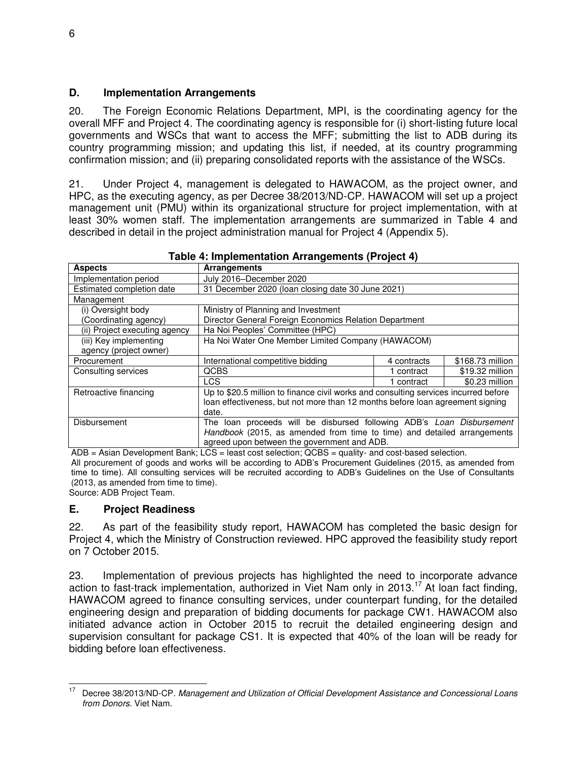## D. Implementation Arrangements

20. The Foreign Economic Relations Department, MPI, is the coordinating agency for the overall MFF and Project 4. The coordinating agency is responsible for (i) short-listing future local governments and WSCs that want to access the MFF; submitting the list to ADB during its country programming mission; and updating this list, if needed, at its country programming confirmation mission; and (ii) preparing consolidated reports with the assistance of the WSCs.

21. Under Project 4, management is delegated to HAWACOM, as the project owner, and HPC, as the executing agency, as per Decree 38/2013/ND-CP. HAWACOM will set up a project management unit (PMU) within its organizational structure for project implementation, with at least 30% women staff. The implementation arrangements are summarized in Table 4 and described in detail in the project administration manual for Project 4 (Appendix 5).

**Table 4: Implementation Arrangements (Project 4)**

| Aspects | Arrangements | | |
|---|---|---|---|
| Implementation period | July 2016–December 2020 | | |
| Estimated completion date | 31 December 2020 (loan closing date 30 June 2021) | | |
| Management | | | |
| (i) Oversight body (Coordinating agency) | Ministry of Planning and Investment Director General Foreign Economics Relation Department | | |
| (ii) Project executing agency | Ha Noi Peoples' Committee (HPC) | | |
| (iii) Key implementing agency (project owner) | Ha Noi Water One Member Limited Company (HAWACOM) | | |
| Procurement | International competitive bidding | 4 contracts | $168.73 million |
| Consulting services | QCBS | 1 contract | $19.32 million |
| | LCS | 1 contract | $0.23 million |
| Retroactive financing | Up to $20.5 million to finance civil works and consulting services incurred before loan effectiveness, but not more than 12 months before loan agreement signing date. | | |
| Disbursement | The loan proceeds will be disbursed following ADB's *Loan Disbursement Handbook* (2015, as amended from time to time) and detailed arrangements agreed upon between the government and ADB. | | |

ADB = Asian Development Bank; LCS = least cost selection; QCBS = quality- and cost-based selection.
All procurement of goods and works will be according to ADB's Procurement Guidelines (2015, as amended from time to time). All consulting services will be recruited according to ADB's Guidelines on the Use of Consultants (2013, as amended from time to time).
Source: ADB Project Team.

## E. Project Readiness

22. As part of the feasibility study report, HAWACOM has completed the basic design for Project 4, which the Ministry of Construction reviewed. HPC approved the feasibility study report on 7 October 2015.

23. Implementation of previous projects has highlighted the need to incorporate advance action to fast-track implementation, authorized in Viet Nam only in 2013.[17] At loan fact finding, HAWACOM agreed to finance consulting services, under counterpart funding, for the detailed engineering design and preparation of bidding documents for package CW1. HAWACOM also initiated advance action in October 2015 to recruit the detailed engineering design and supervision consultant for package CS1. It is expected that 40% of the loan will be ready for bidding before loan effectiveness.

[17] Decree 38/2013/ND-CP. *Management and Utilization of Official Development Assistance and Concessional Loans from Donors.* Viet Nam.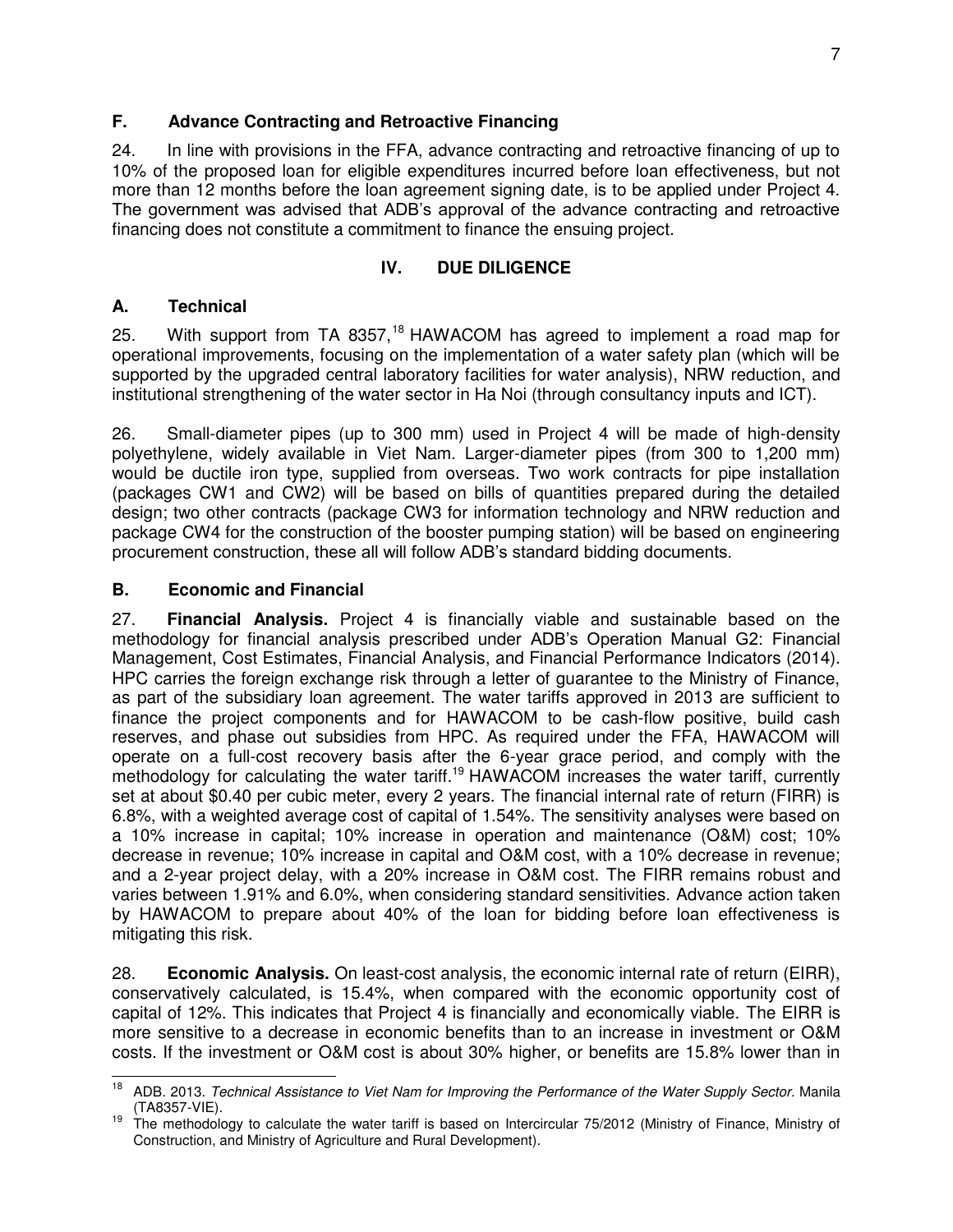## F. Advance Contracting and Retroactive Financing

24. In line with provisions in the FFA, advance contracting and retroactive financing of up to 10% of the proposed loan for eligible expenditures incurred before loan effectiveness, but not more than 12 months before the loan agreement signing date, is to be applied under Project 4. The government was advised that ADB's approval of the advance contracting and retroactive financing does not constitute a commitment to finance the ensuing project.

# IV. DUE DILIGENCE

## A. Technical

25. With support from TA 8357,[18] HAWACOM has agreed to implement a road map for operational improvements, focusing on the implementation of a water safety plan (which will be supported by the upgraded central laboratory facilities for water analysis), NRW reduction, and institutional strengthening of the water sector in Ha Noi (through consultancy inputs and ICT).

26. Small-diameter pipes (up to 300 mm) used in Project 4 will be made of high-density polyethylene, widely available in Viet Nam. Larger-diameter pipes (from 300 to 1,200 mm) would be ductile iron type, supplied from overseas. Two work contracts for pipe installation (packages CW1 and CW2) will be based on bills of quantities prepared during the detailed design; two other contracts (package CW3 for information technology and NRW reduction and package CW4 for the construction of the booster pumping station) will be based on engineering procurement construction, these all will follow ADB's standard bidding documents.

## B. Economic and Financial

27. **Financial Analysis.** Project 4 is financially viable and sustainable based on the methodology for financial analysis prescribed under ADB's Operation Manual G2: Financial Management, Cost Estimates, Financial Analysis, and Financial Performance Indicators (2014). HPC carries the foreign exchange risk through a letter of guarantee to the Ministry of Finance, as part of the subsidiary loan agreement. The water tariffs approved in 2013 are sufficient to finance the project components and for HAWACOM to be cash-flow positive, build cash reserves, and phase out subsidies from HPC. As required under the FFA, HAWACOM will operate on a full-cost recovery basis after the 6-year grace period, and comply with the methodology for calculating the water tariff.[19] HAWACOM increases the water tariff, currently set at about \$0.40 per cubic meter, every 2 years. The financial internal rate of return (FIRR) is 6.8%, with a weighted average cost of capital of 1.54%. The sensitivity analyses were based on a 10% increase in capital; 10% increase in operation and maintenance (O&M) cost; 10% decrease in revenue; 10% increase in capital and O&M cost, with a 10% decrease in revenue; and a 2-year project delay, with a 20% increase in O&M cost. The FIRR remains robust and varies between 1.91% and 6.0%, when considering standard sensitivities. Advance action taken by HAWACOM to prepare about 40% of the loan for bidding before loan effectiveness is mitigating this risk.

28. **Economic Analysis.** On least-cost analysis, the economic internal rate of return (EIRR), conservatively calculated, is 15.4%, when compared with the economic opportunity cost of capital of 12%. This indicates that Project 4 is financially and economically viable. The EIRR is more sensitive to a decrease in economic benefits than to an increase in investment or O&M costs. If the investment or O&M cost is about 30% higher, or benefits are 15.8% lower than in

---

[18] ADB. 2013. *Technical Assistance to Viet Nam for Improving the Performance of the Water Supply Sector.* Manila (TA8357-VIE).

[19] The methodology to calculate the water tariff is based on Intercircular 75/2012 (Ministry of Finance, Ministry of Construction, and Ministry of Agriculture and Rural Development).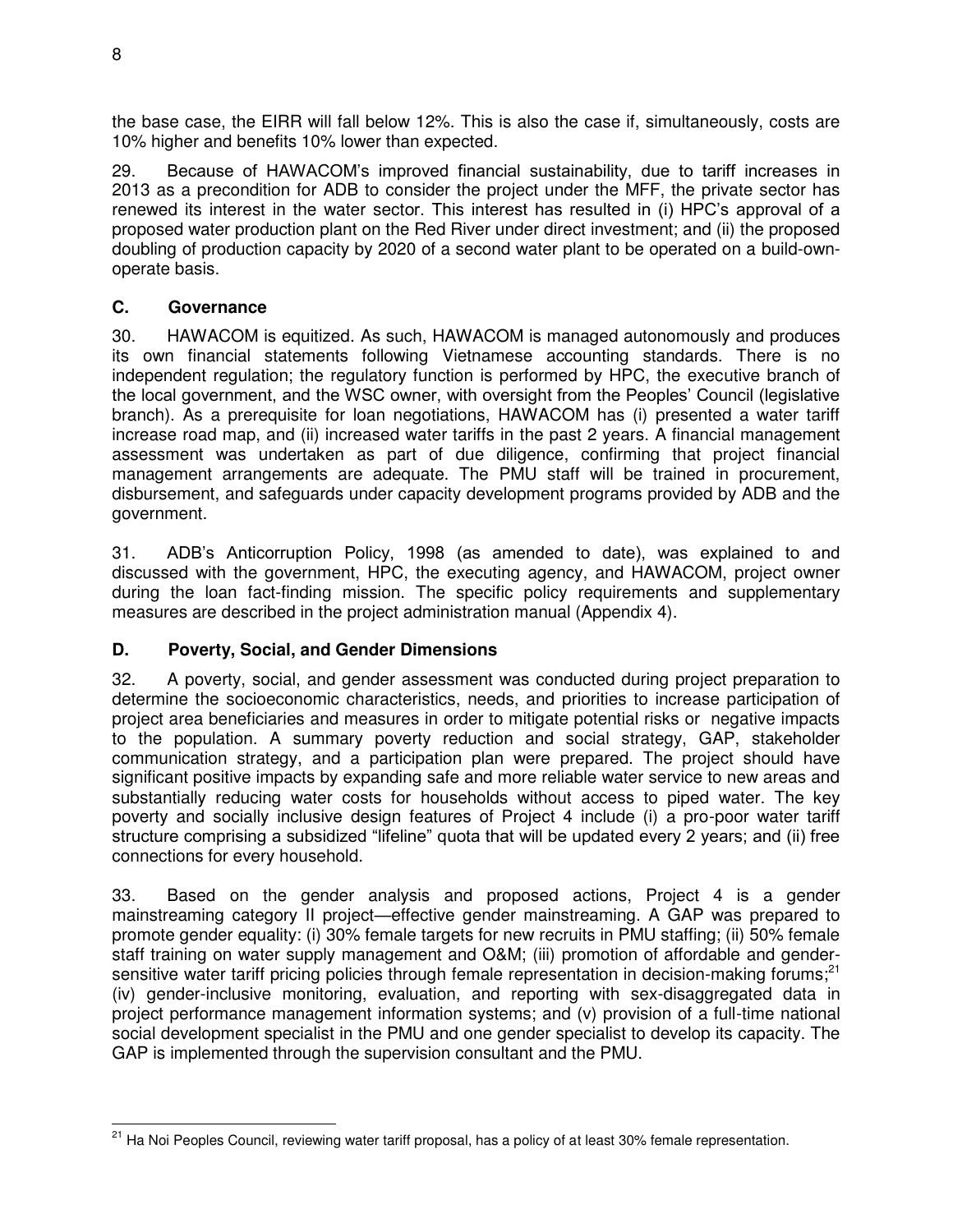the base case, the EIRR will fall below 12%. This is also the case if, simultaneously, costs are 10% higher and benefits 10% lower than expected.

29. Because of HAWACOM's improved financial sustainability, due to tariff increases in 2013 as a precondition for ADB to consider the project under the MFF, the private sector has renewed its interest in the water sector. This interest has resulted in (i) HPC's approval of a proposed water production plant on the Red River under direct investment; and (ii) the proposed doubling of production capacity by 2020 of a second water plant to be operated on a build-own-operate basis.

## C. Governance

30. HAWACOM is equitized. As such, HAWACOM is managed autonomously and produces its own financial statements following Vietnamese accounting standards. There is no independent regulation; the regulatory function is performed by HPC, the executive branch of the local government, and the WSC owner, with oversight from the Peoples' Council (legislative branch). As a prerequisite for loan negotiations, HAWACOM has (i) presented a water tariff increase road map, and (ii) increased water tariffs in the past 2 years. A financial management assessment was undertaken as part of due diligence, confirming that project financial management arrangements are adequate. The PMU staff will be trained in procurement, disbursement, and safeguards under capacity development programs provided by ADB and the government.

31. ADB's Anticorruption Policy, 1998 (as amended to date), was explained to and discussed with the government, HPC, the executing agency, and HAWACOM, project owner during the loan fact-finding mission. The specific policy requirements and supplementary measures are described in the project administration manual (Appendix 4).

## D. Poverty, Social, and Gender Dimensions

32. A poverty, social, and gender assessment was conducted during project preparation to determine the socioeconomic characteristics, needs, and priorities to increase participation of project area beneficiaries and measures in order to mitigate potential risks or negative impacts to the population. A summary poverty reduction and social strategy, GAP, stakeholder communication strategy, and a participation plan were prepared. The project should have significant positive impacts by expanding safe and more reliable water service to new areas and substantially reducing water costs for households without access to piped water. The key poverty and socially inclusive design features of Project 4 include (i) a pro-poor water tariff structure comprising a subsidized "lifeline" quota that will be updated every 2 years; and (ii) free connections for every household.

33. Based on the gender analysis and proposed actions, Project 4 is a gender mainstreaming category II project—effective gender mainstreaming. A GAP was prepared to promote gender equality: (i) 30% female targets for new recruits in PMU staffing; (ii) 50% female staff training on water supply management and O&M; (iii) promotion of affordable and gender-sensitive water tariff pricing policies through female representation in decision-making forums;[21] (iv) gender-inclusive monitoring, evaluation, and reporting with sex-disaggregated data in project performance management information systems; and (v) provision of a full-time national social development specialist in the PMU and one gender specialist to develop its capacity. The GAP is implemented through the supervision consultant and the PMU.

---

[21] Ha Noi Peoples Council, reviewing water tariff proposal, has a policy of at least 30% female representation.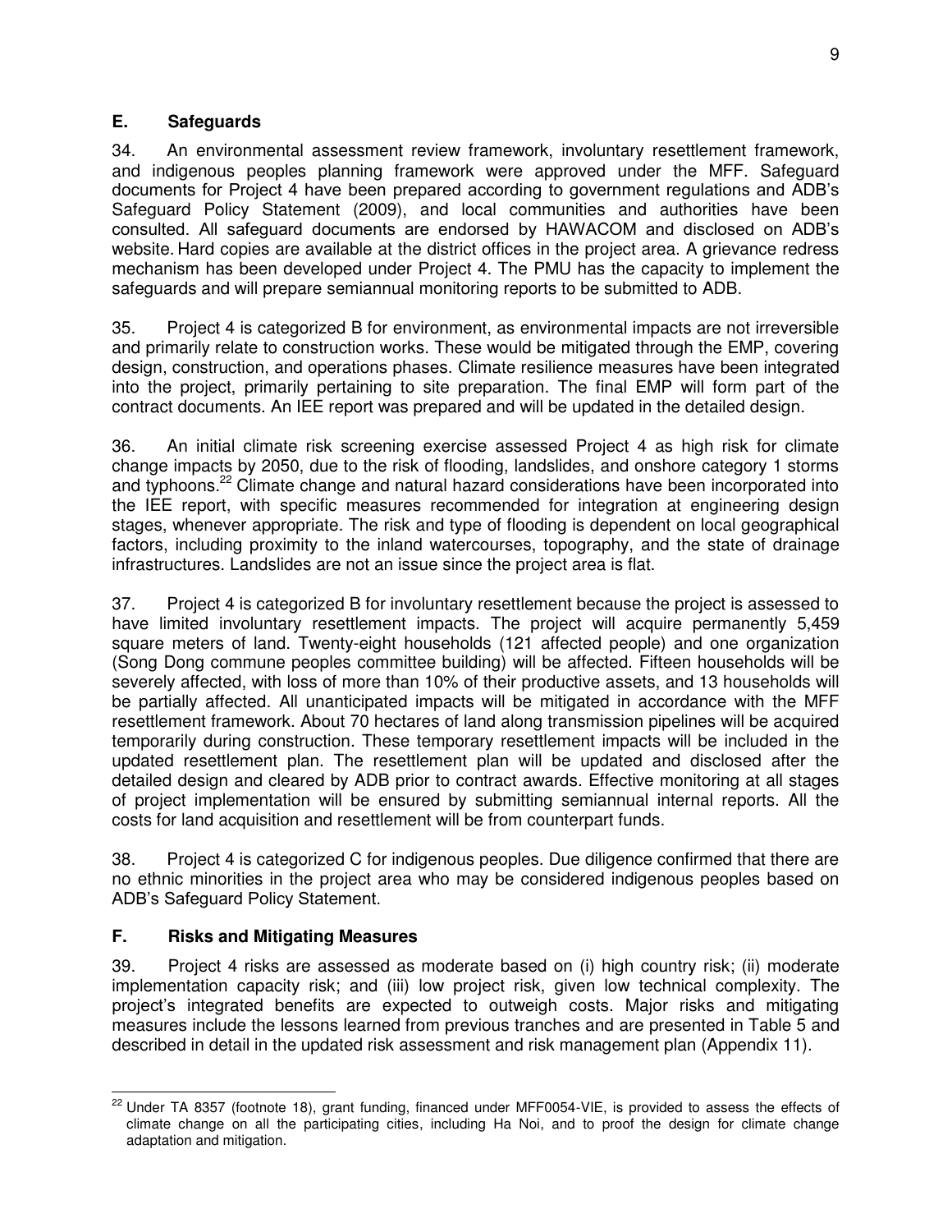### E. Safeguards

34. An environmental assessment review framework, involuntary resettlement framework, and indigenous peoples planning framework were approved under the MFF. Safeguard documents for Project 4 have been prepared according to government regulations and ADB's Safeguard Policy Statement (2009), and local communities and authorities have been consulted. All safeguard documents are endorsed by HAWACOM and disclosed on ADB's website. Hard copies are available at the district offices in the project area. A grievance redress mechanism has been developed under Project 4. The PMU has the capacity to implement the safeguards and will prepare semiannual monitoring reports to be submitted to ADB.

35. Project 4 is categorized B for environment, as environmental impacts are not irreversible and primarily relate to construction works. These would be mitigated through the EMP, covering design, construction, and operations phases. Climate resilience measures have been integrated into the project, primarily pertaining to site preparation. The final EMP will form part of the contract documents. An IEE report was prepared and will be updated in the detailed design.

36. An initial climate risk screening exercise assessed Project 4 as high risk for climate change impacts by 2050, due to the risk of flooding, landslides, and onshore category 1 storms and typhoons.[22] Climate change and natural hazard considerations have been incorporated into the IEE report, with specific measures recommended for integration at engineering design stages, whenever appropriate. The risk and type of flooding is dependent on local geographical factors, including proximity to the inland watercourses, topography, and the state of drainage infrastructures. Landslides are not an issue since the project area is flat.

37. Project 4 is categorized B for involuntary resettlement because the project is assessed to have limited involuntary resettlement impacts. The project will acquire permanently 5,459 square meters of land. Twenty-eight households (121 affected people) and one organization (Song Dong commune peoples committee building) will be affected. Fifteen households will be severely affected, with loss of more than 10% of their productive assets, and 13 households will be partially affected. All unanticipated impacts will be mitigated in accordance with the MFF resettlement framework. About 70 hectares of land along transmission pipelines will be acquired temporarily during construction. These temporary resettlement impacts will be included in the updated resettlement plan. The resettlement plan will be updated and disclosed after the detailed design and cleared by ADB prior to contract awards. Effective monitoring at all stages of project implementation will be ensured by submitting semiannual internal reports. All the costs for land acquisition and resettlement will be from counterpart funds.

38. Project 4 is categorized C for indigenous peoples. Due diligence confirmed that there are no ethnic minorities in the project area who may be considered indigenous peoples based on ADB's Safeguard Policy Statement.

### F. Risks and Mitigating Measures

39. Project 4 risks are assessed as moderate based on (i) high country risk; (ii) moderate implementation capacity risk; and (iii) low project risk, given low technical complexity. The project's integrated benefits are expected to outweigh costs. Major risks and mitigating measures include the lessons learned from previous tranches and are presented in Table 5 and described in detail in the updated risk assessment and risk management plan (Appendix 11).

---

[22] Under TA 8357 (footnote 18), grant funding, financed under MFF0054-VIE, is provided to assess the effects of climate change on all the participating cities, including Ha Noi, and to proof the design for climate change adaptation and mitigation.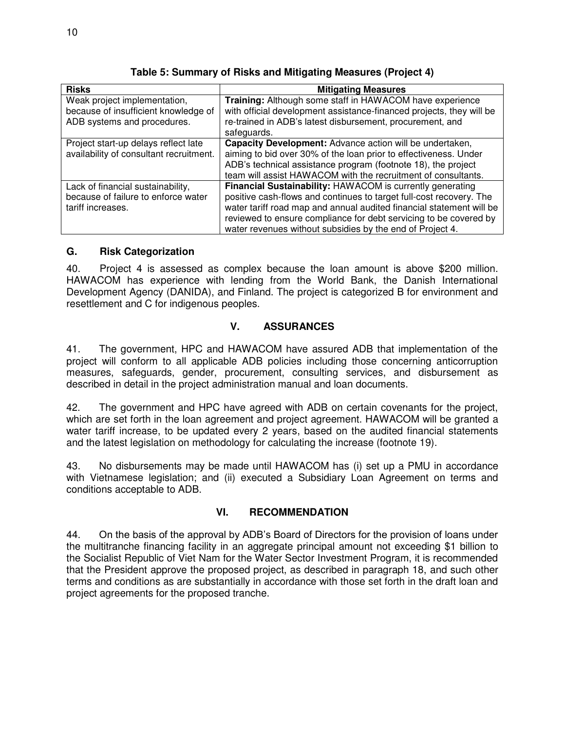**Table 5: Summary of Risks and Mitigating Measures (Project 4)**

| Risks | Mitigating Measures |
| --- | --- |
| Weak project implementation, because of insufficient knowledge of ADB systems and procedures. | **Training:** Although some staff in HAWACOM have experience with official development assistance-financed projects, they will be re-trained in ADB's latest disbursement, procurement, and safeguards. |
| Project start-up delays reflect late availability of consultant recruitment. | **Capacity Development:** Advance action will be undertaken, aiming to bid over 30% of the loan prior to effectiveness. Under ADB's technical assistance program (footnote 18), the project team will assist HAWACOM with the recruitment of consultants. |
| Lack of financial sustainability, because of failure to enforce water tariff increases. | **Financial Sustainability:** HAWACOM is currently generating positive cash-flows and continues to target full-cost recovery. The water tariff road map and annual audited financial statement will be reviewed to ensure compliance for debt servicing to be covered by water revenues without subsidies by the end of Project 4. |

## G. Risk Categorization

40. Project 4 is assessed as complex because the loan amount is above $200 million. HAWACOM has experience with lending from the World Bank, the Danish International Development Agency (DANIDA), and Finland. The project is categorized B for environment and resettlement and C for indigenous peoples.

# V. ASSURANCES

41. The government, HPC and HAWACOM have assured ADB that implementation of the project will conform to all applicable ADB policies including those concerning anticorruption measures, safeguards, gender, procurement, consulting services, and disbursement as described in detail in the project administration manual and loan documents.

42. The government and HPC have agreed with ADB on certain covenants for the project, which are set forth in the loan agreement and project agreement. HAWACOM will be granted a water tariff increase, to be updated every 2 years, based on the audited financial statements and the latest legislation on methodology for calculating the increase (footnote 19).

43. No disbursements may be made until HAWACOM has (i) set up a PMU in accordance with Vietnamese legislation; and (ii) executed a Subsidiary Loan Agreement on terms and conditions acceptable to ADB.

# VI. RECOMMENDATION

44. On the basis of the approval by ADB's Board of Directors for the provision of loans under the multitranche financing facility in an aggregate principal amount not exceeding $1 billion to the Socialist Republic of Viet Nam for the Water Sector Investment Program, it is recommended that the President approve the proposed project, as described in paragraph 18, and such other terms and conditions as are substantially in accordance with those set forth in the draft loan and project agreements for the proposed tranche.